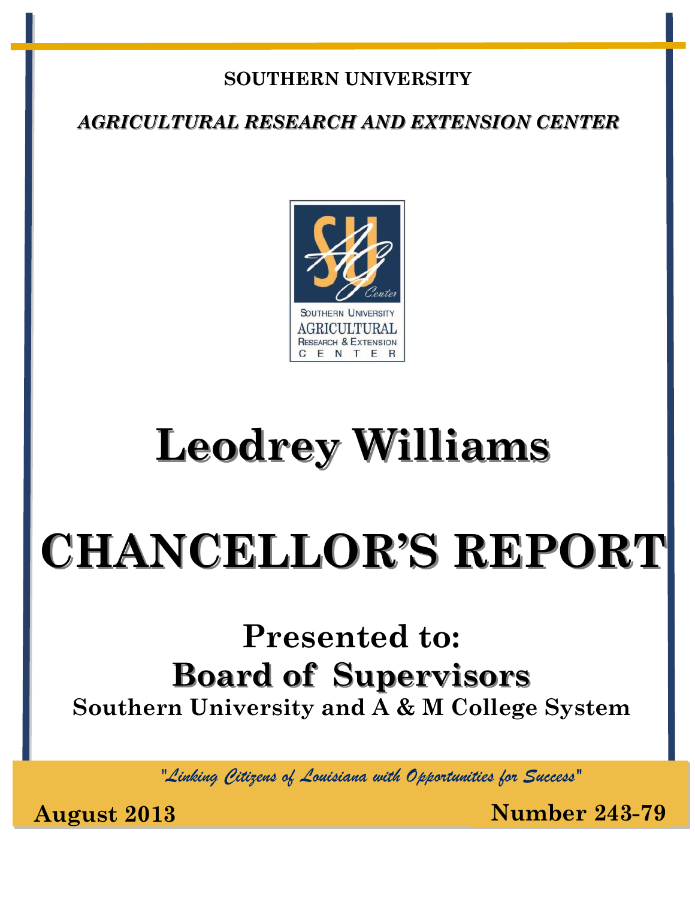**SOUTHERN UNIVERSITY**

***AGRICULTURAL RESEARCH AND EXTENSION CENTER***

SOUTHERN UNIVERSITY
AGRICULTURAL
RESEARCH & EXTENSION
CENTER

# Leodrey Williams

# CHANCELLOR'S REPORT

## Presented to:

## Board of Supervisors

**Southern University and A & M College System**

*"Linking Citizens of Louisiana with Opportunities for Success"*

**August 2013** **Number 243-79**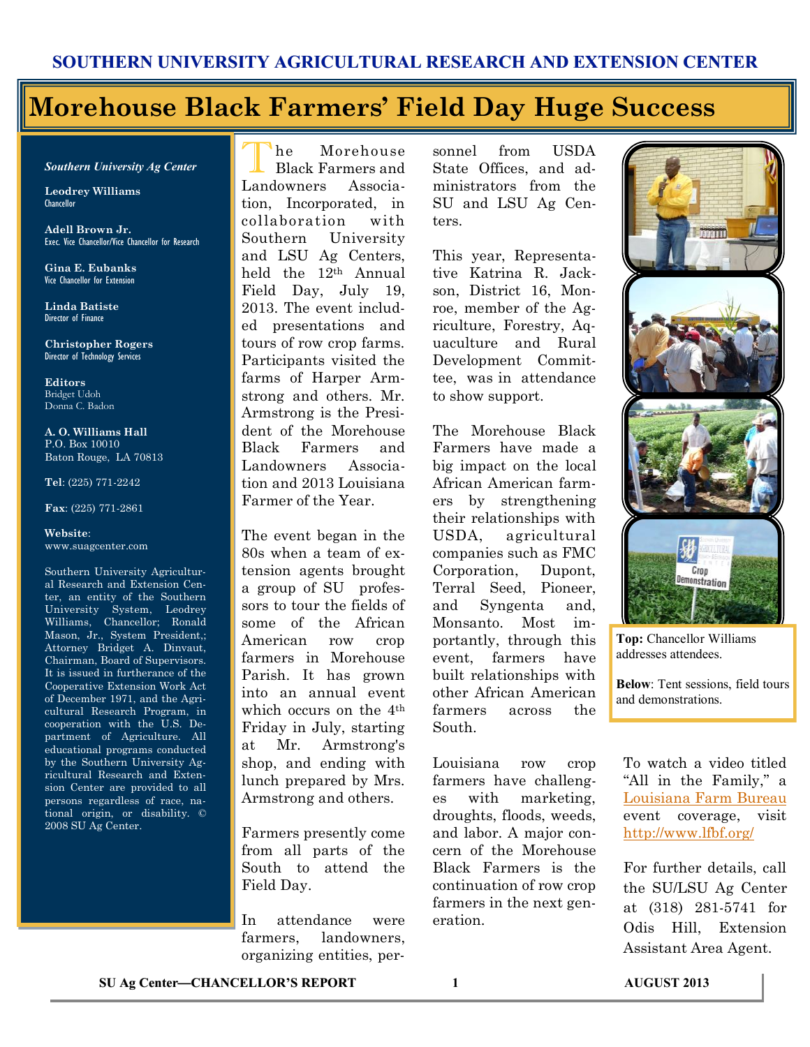SOUTHERN UNIVERSITY AGRICULTURAL RESEARCH AND EXTENSION CENTER

# Morehouse Black Farmers' Field Day Huge Success

*Southern University Ag Center*

**Leodrey Williams**
Chancellor

**Adell Brown Jr.**
Exec. Vice Chancellor/Vice Chancellor for Research

**Gina E. Eubanks**
Vice Chancellor for Extension

**Linda Batiste**
Director of Finance

**Christopher Rogers**
Director of Technology Services

**Editors**
Bridget Udoh
Donna C. Badon

**A. O. Williams Hall**
P.O. Box 10010
Baton Rouge, LA 70813

**Tel**: (225) 771-2242

**Fax**: (225) 771-2861

**Website**:
www.suagcenter.com

Southern University Agricultural Research and Extension Center, an entity of the Southern University System, Leodrey Williams, Chancellor; Ronald Mason, Jr., System President,; Attorney Bridget A. Dinvaut, Chairman, Board of Supervisors. It is issued in furtherance of the Cooperative Extension Work Act of December 1971, and the Agricultural Research Program, in cooperation with the U.S. Department of Agriculture. All educational programs conducted by the Southern University Agricultural Research and Extension Center are provided to all persons regardless of race, national origin, or disability. © 2008 SU Ag Center.

The Morehouse Black Farmers and Landowners Association, Incorporated, in collaboration with Southern University and LSU Ag Centers, held the 12th Annual Field Day, July 19, 2013. The event included presentations and tours of row crop farms. Participants visited the farms of Harper Armstrong and others. Mr. Armstrong is the President of the Morehouse Black Farmers and Landowners Association and 2013 Louisiana Farmer of the Year.

The event began in the 80s when a team of extension agents brought a group of SU professors to tour the fields of some of the African American row crop farmers in Morehouse Parish. It has grown into an annual event which occurs on the 4th Friday in July, starting at Mr. Armstrong's shop, and ending with lunch prepared by Mrs. Armstrong and others.

Farmers presently come from all parts of the South to attend the Field Day.

In attendance were farmers, landowners, organizing entities, personnel from USDA State Offices, and administrators from the SU and LSU Ag Centers.

This year, Representative Katrina R. Jackson, District 16, Monroe, member of the Agriculture, Forestry, Aquaculture and Rural Development Committee, was in attendance to show support.

The Morehouse Black Farmers have made a big impact on the local African American farmers by strengthening their relationships with USDA, agricultural companies such as FMC Corporation, Dupont, Terral Seed, Pioneer, and Syngenta and, Monsanto. Most importantly, through this event, farmers have built relationships with other African American farmers across the South.

Louisiana row crop farmers have challenges with marketing, droughts, floods, weeds, and labor. A major concern of the Morehouse Black Farmers is the continuation of row crop farmers in the next generation.

**Top:** Chancellor Williams addresses attendees.

**Below**: Tent sessions, field tours and demonstrations.

To watch a video titled "All in the Family," a Louisiana Farm Bureau event coverage, visit http://www.lfbf.org/

For further details, call the SU/LSU Ag Center at (318) 281-5741 for Odis Hill, Extension Assistant Area Agent.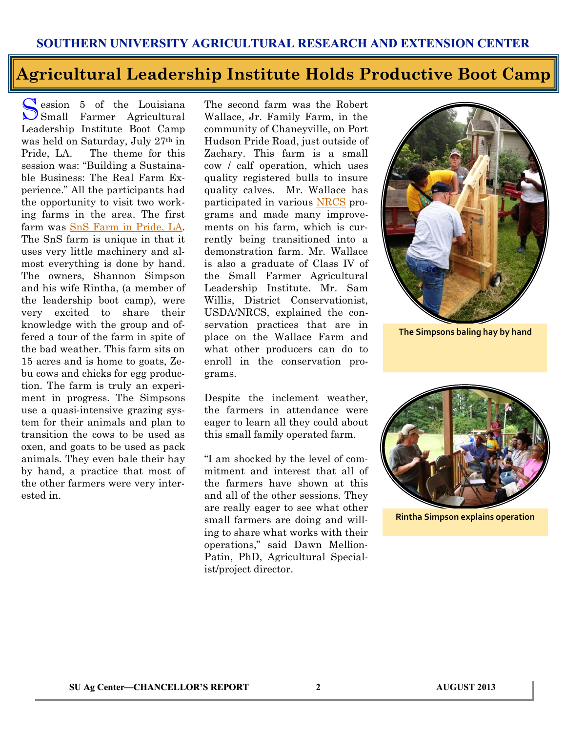SOUTHERN UNIVERSITY AGRICULTURAL RESEARCH AND EXTENSION CENTER

# Agricultural Leadership Institute Holds Productive Boot Camp

Session 5 of the Louisiana Small Farmer Agricultural Leadership Institute Boot Camp was held on Saturday, July 27th in Pride, LA. The theme for this session was: "Building a Sustainable Business: The Real Farm Experience." All the participants had the opportunity to visit two working farms in the area. The first farm was SnS Farm in Pride, LA. The SnS farm is unique in that it uses very little machinery and almost everything is done by hand. The owners, Shannon Simpson and his wife Rintha, (a member of the leadership boot camp), were very excited to share their knowledge with the group and offered a tour of the farm in spite of the bad weather. This farm sits on 15 acres and is home to goats, Zebu cows and chicks for egg production. The farm is truly an experiment in progress. The Simpsons use a quasi-intensive grazing system for their animals and plan to transition the cows to be used as oxen, and goats to be used as pack animals. They even bale their hay by hand, a practice that most of the other farmers were very interested in.

The second farm was the Robert Wallace, Jr. Family Farm, in the community of Chaneyville, on Port Hudson Pride Road, just outside of Zachary. This farm is a small cow / calf operation, which uses quality registered bulls to insure quality calves. Mr. Wallace has participated in various NRCS programs and made many improvements on his farm, which is currently being transitioned into a demonstration farm. Mr. Wallace is also a graduate of Class IV of the Small Farmer Agricultural Leadership Institute. Mr. Sam Willis, District Conservationist, USDA/NRCS, explained the conservation practices that are in place on the Wallace Farm and what other producers can do to enroll in the conservation programs.

Despite the inclement weather, the farmers in attendance were eager to learn all they could about this small family operated farm.

"I am shocked by the level of commitment and interest that all of the farmers have shown at this and all of the other sessions. They are really eager to see what other small farmers are doing and willing to share what works with their operations," said Dawn Mellion-Patin, PhD, Agricultural Specialist/project director.

**The Simpsons baling hay by hand**

**Rintha Simpson explains operation**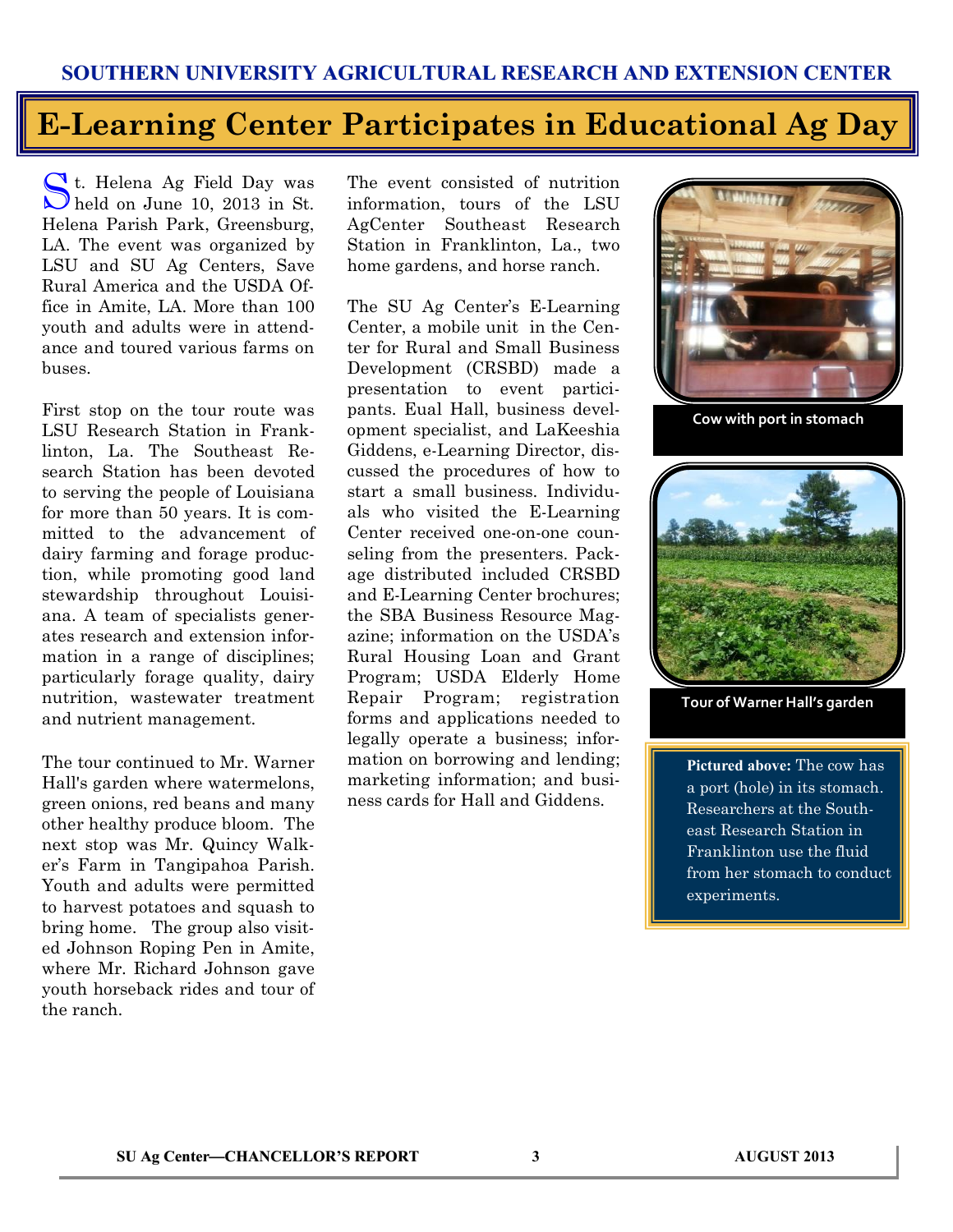# E-Learning Center Participates in Educational Ag Day

St. Helena Ag Field Day was held on June 10, 2013 in St. Helena Parish Park, Greensburg, LA. The event was organized by LSU and SU Ag Centers, Save Rural America and the USDA Office in Amite, LA. More than 100 youth and adults were in attendance and toured various farms on buses.

First stop on the tour route was LSU Research Station in Franklinton, La. The Southeast Research Station has been devoted to serving the people of Louisiana for more than 50 years. It is committed to the advancement of dairy farming and forage production, while promoting good land stewardship throughout Louisiana. A team of specialists generates research and extension information in a range of disciplines; particularly forage quality, dairy nutrition, wastewater treatment and nutrient management.

The tour continued to Mr. Warner Hall's garden where watermelons, green onions, red beans and many other healthy produce bloom. The next stop was Mr. Quincy Walker's Farm in Tangipahoa Parish. Youth and adults were permitted to harvest potatoes and squash to bring home. The group also visited Johnson Roping Pen in Amite, where Mr. Richard Johnson gave youth horseback rides and tour of the ranch.

The event consisted of nutrition information, tours of the LSU AgCenter Southeast Research Station in Franklinton, La., two home gardens, and horse ranch.

The SU Ag Center's E-Learning Center, a mobile unit in the Center for Rural and Small Business Development (CRSBD) made a presentation to event participants. Eual Hall, business development specialist, and LaKeeshia Giddens, e-Learning Director, discussed the procedures of how to start a small business. Individuals who visited the E-Learning Center received one-on-one counseling from the presenters. Package distributed included CRSBD and E-Learning Center brochures; the SBA Business Resource Magazine; information on the USDA's Rural Housing Loan and Grant Program; USDA Elderly Home Repair Program; registration forms and applications needed to legally operate a business; information on borrowing and lending; marketing information; and business cards for Hall and Giddens.

Cow with port in stomach

Tour of Warner Hall's garden

**Pictured above:** The cow has a port (hole) in its stomach. Researchers at the Southeast Research Station in Franklinton use the fluid from her stomach to conduct experiments.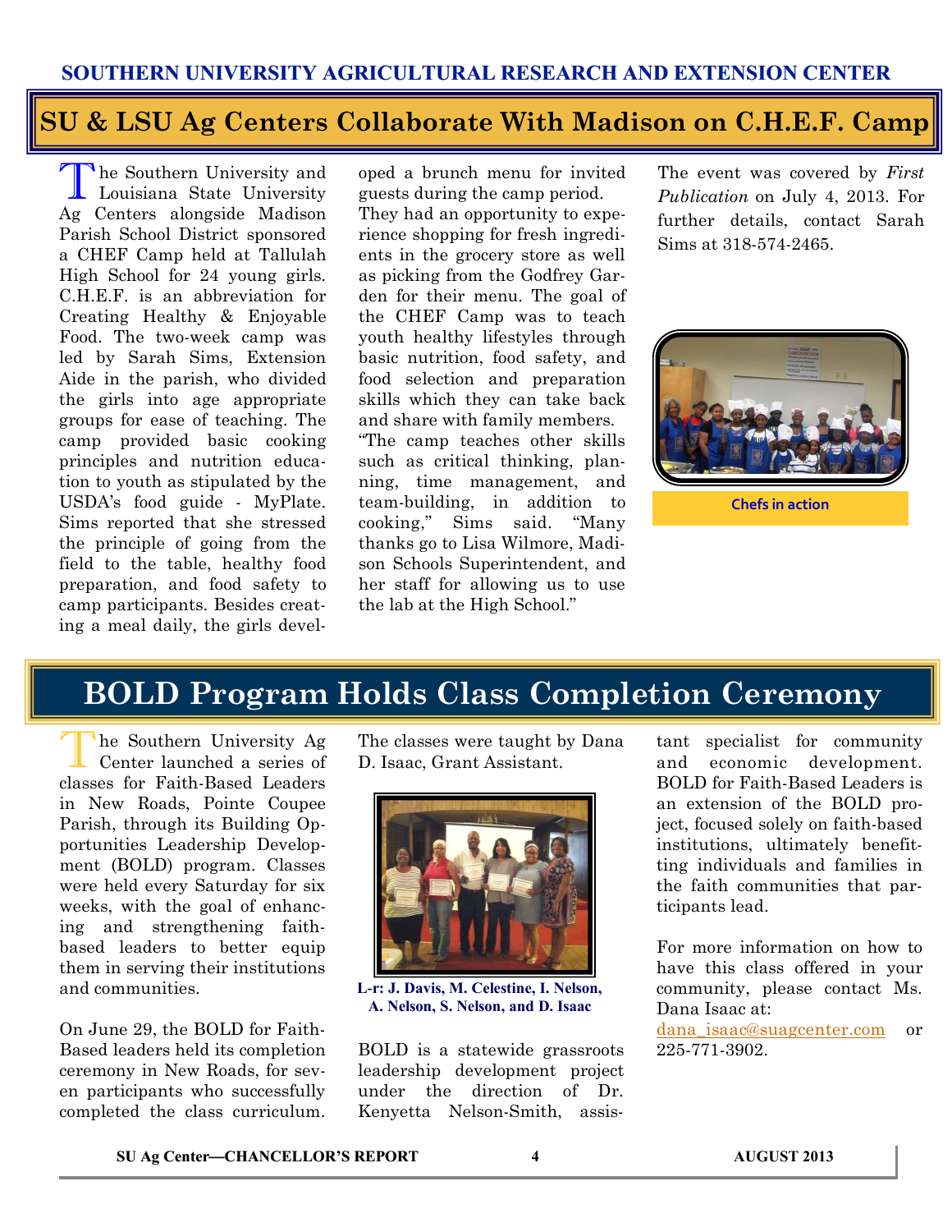# SU & LSU Ag Centers Collaborate With Madison on C.H.E.F. Camp

The Southern University and Louisiana State University Ag Centers alongside Madison Parish School District sponsored a CHEF Camp held at Tallulah High School for 24 young girls. C.H.E.F. is an abbreviation for Creating Healthy & Enjoyable Food. The two-week camp was led by Sarah Sims, Extension Aide in the parish, who divided the girls into age appropriate groups for ease of teaching. The camp provided basic cooking principles and nutrition education to youth as stipulated by the USDA's food guide - MyPlate. Sims reported that she stressed the principle of going from the field to the table, healthy food preparation, and food safety to camp participants. Besides creating a meal daily, the girls developed a brunch menu for invited guests during the camp period. They had an opportunity to experience shopping for fresh ingredients in the grocery store as well as picking from the Godfrey Garden for their menu. The goal of the CHEF Camp was to teach youth healthy lifestyles through basic nutrition, food safety, and food selection and preparation skills which they can take back and share with family members. "The camp teaches other skills such as critical thinking, planning, time management, and team-building, in addition to cooking," Sims said. "Many thanks go to Lisa Wilmore, Madison Schools Superintendent, and her staff for allowing us to use the lab at the High School."

The event was covered by *First Publication* on July 4, 2013. For further details, contact Sarah Sims at 318-574-2465.

Chefs in action

# BOLD Program Holds Class Completion Ceremony

The Southern University Ag Center launched a series of classes for Faith-Based Leaders in New Roads, Pointe Coupee Parish, through its Building Opportunities Leadership Development (BOLD) program. Classes were held every Saturday for six weeks, with the goal of enhancing and strengthening faith-based leaders to better equip them in serving their institutions and communities.

On June 29, the BOLD for Faith-Based leaders held its completion ceremony in New Roads, for seven participants who successfully completed the class curriculum. The classes were taught by Dana D. Isaac, Grant Assistant.

**L-r: J. Davis, M. Celestine, I. Nelson, A. Nelson, S. Nelson, and D. Isaac**

BOLD is a statewide grassroots leadership development project under the direction of Dr. Kenyetta Nelson-Smith, assistant specialist for community and economic development. BOLD for Faith-Based Leaders is an extension of the BOLD project, focused solely on faith-based institutions, ultimately benefitting individuals and families in the faith communities that participants lead.

For more information on how to have this class offered in your community, please contact Ms. Dana Isaac at: dana_isaac@suagcenter.com or 225-771-3902.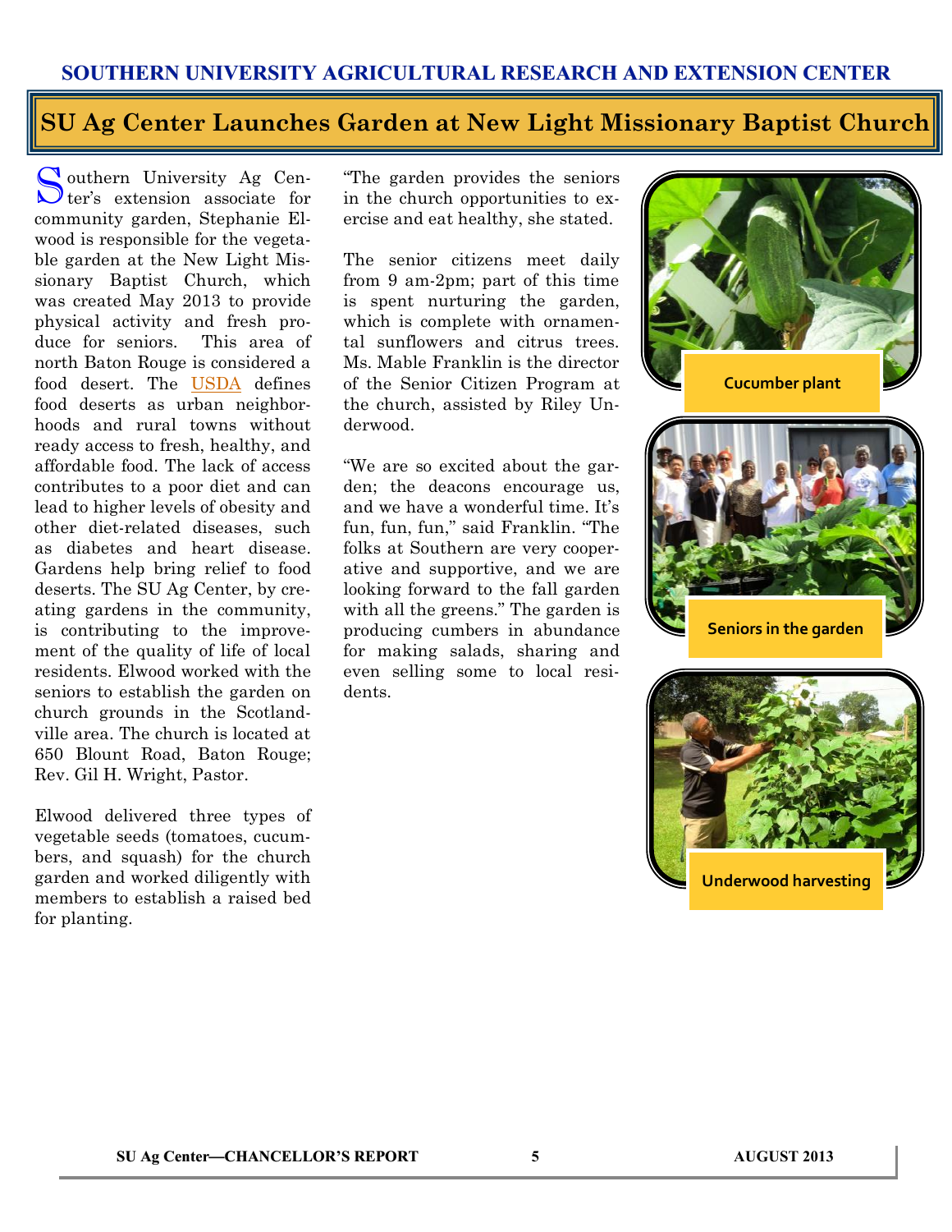## SU Ag Center Launches Garden at New Light Missionary Baptist Church

Southern University Ag Center's extension associate for community garden, Stephanie Elwood is responsible for the vegetable garden at the New Light Missionary Baptist Church, which was created May 2013 to provide physical activity and fresh produce for seniors. This area of north Baton Rouge is considered a food desert. The USDA defines food deserts as urban neighborhoods and rural towns without ready access to fresh, healthy, and affordable food. The lack of access contributes to a poor diet and can lead to higher levels of obesity and other diet-related diseases, such as diabetes and heart disease. Gardens help bring relief to food deserts. The SU Ag Center, by creating gardens in the community, is contributing to the improvement of the quality of life of local residents. Elwood worked with the seniors to establish the garden on church grounds in the Scotlandville area. The church is located at 650 Blount Road, Baton Rouge; Rev. Gil H. Wright, Pastor.

Elwood delivered three types of vegetable seeds (tomatoes, cucumbers, and squash) for the church garden and worked diligently with members to establish a raised bed for planting.

"The garden provides the seniors in the church opportunities to exercise and eat healthy, she stated.

The senior citizens meet daily from 9 am-2pm; part of this time is spent nurturing the garden, which is complete with ornamental sunflowers and citrus trees. Ms. Mable Franklin is the director of the Senior Citizen Program at the church, assisted by Riley Underwood.

"We are so excited about the garden; the deacons encourage us, and we have a wonderful time. It's fun, fun, fun," said Franklin. "The folks at Southern are very cooperative and supportive, and we are looking forward to the fall garden with all the greens." The garden is producing cumbers in abundance for making salads, sharing and even selling some to local residents.

Cucumber plant

Seniors in the garden

Underwood harvesting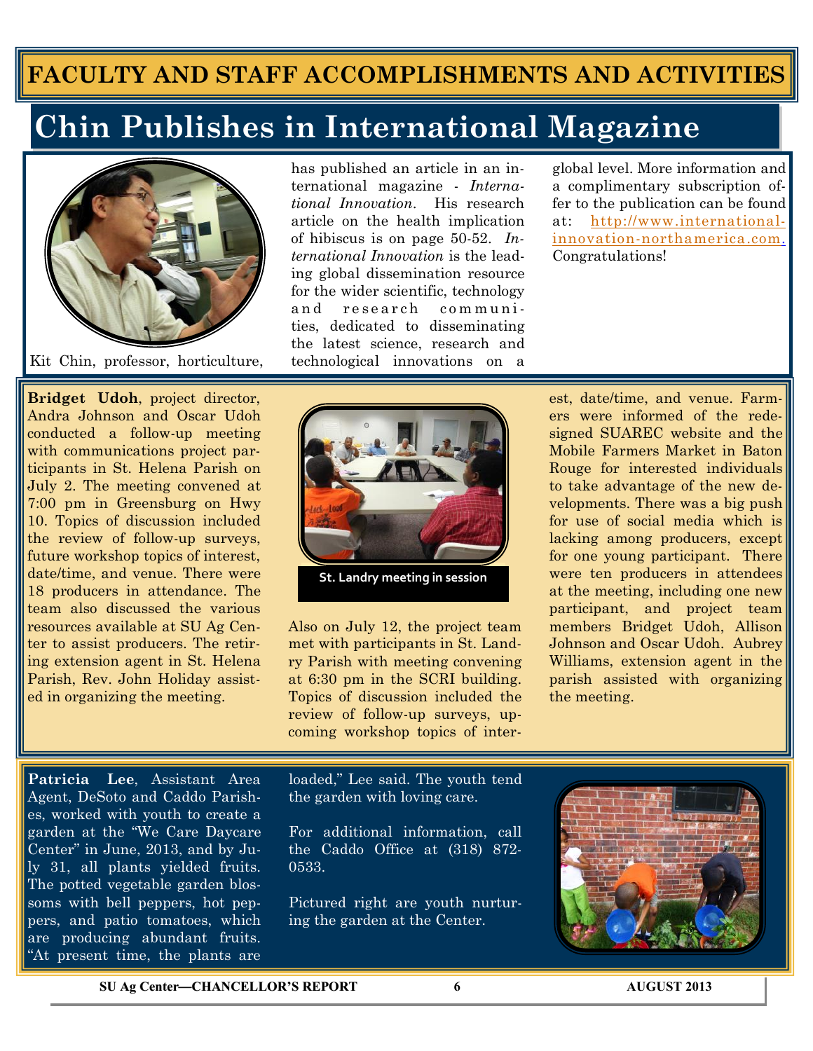# FACULTY AND STAFF ACCOMPLISHMENTS AND ACTIVITIES

## Chin Publishes in International Magazine

Kit Chin, professor, horticulture, has published an article in an international magazine - *International Innovation*. His research article on the health implication of hibiscus is on page 50-52. *International Innovation* is the leading global dissemination resource for the wider scientific, technology and research communities, dedicated to disseminating the latest science, research and technological innovations on a global level. More information and a complimentary subscription offer to the publication can be found at: http://www.international-innovation-northamerica.com. Congratulations!

**Bridget Udoh**, project director, Andra Johnson and Oscar Udoh conducted a follow-up meeting with communications project participants in St. Helena Parish on July 2. The meeting convened at 7:00 pm in Greensburg on Hwy 10. Topics of discussion included the review of follow-up surveys, future workshop topics of interest, date/time, and venue. There were 18 producers in attendance. The team also discussed the various resources available at SU Ag Center to assist producers. The retiring extension agent in St. Helena Parish, Rev. John Holiday assisted in organizing the meeting.

St. Landry meeting in session

Also on July 12, the project team met with participants in St. Landry Parish with meeting convening at 6:30 pm in the SCRI building. Topics of discussion included the review of follow-up surveys, upcoming workshop topics of interest, date/time, and venue. Farmers were informed of the redesigned SUAREC website and the Mobile Farmers Market in Baton Rouge for interested individuals to take advantage of the new developments. There was a big push for use of social media which is lacking among producers, except for one young participant. There were ten producers in attendees at the meeting, including one new participant, and project team members Bridget Udoh, Allison Johnson and Oscar Udoh. Aubrey Williams, extension agent in the parish assisted with organizing the meeting.

**Patricia Lee**, Assistant Area Agent, DeSoto and Caddo Parishes, worked with youth to create a garden at the "We Care Daycare Center" in June, 2013, and by July 31, all plants yielded fruits. The potted vegetable garden blossoms with bell peppers, hot peppers, and patio tomatoes, which are producing abundant fruits. "At present time, the plants are loaded," Lee said. The youth tend the garden with loving care.

For additional information, call the Caddo Office at (318) 872-0533.

Pictured right are youth nurturing the garden at the Center.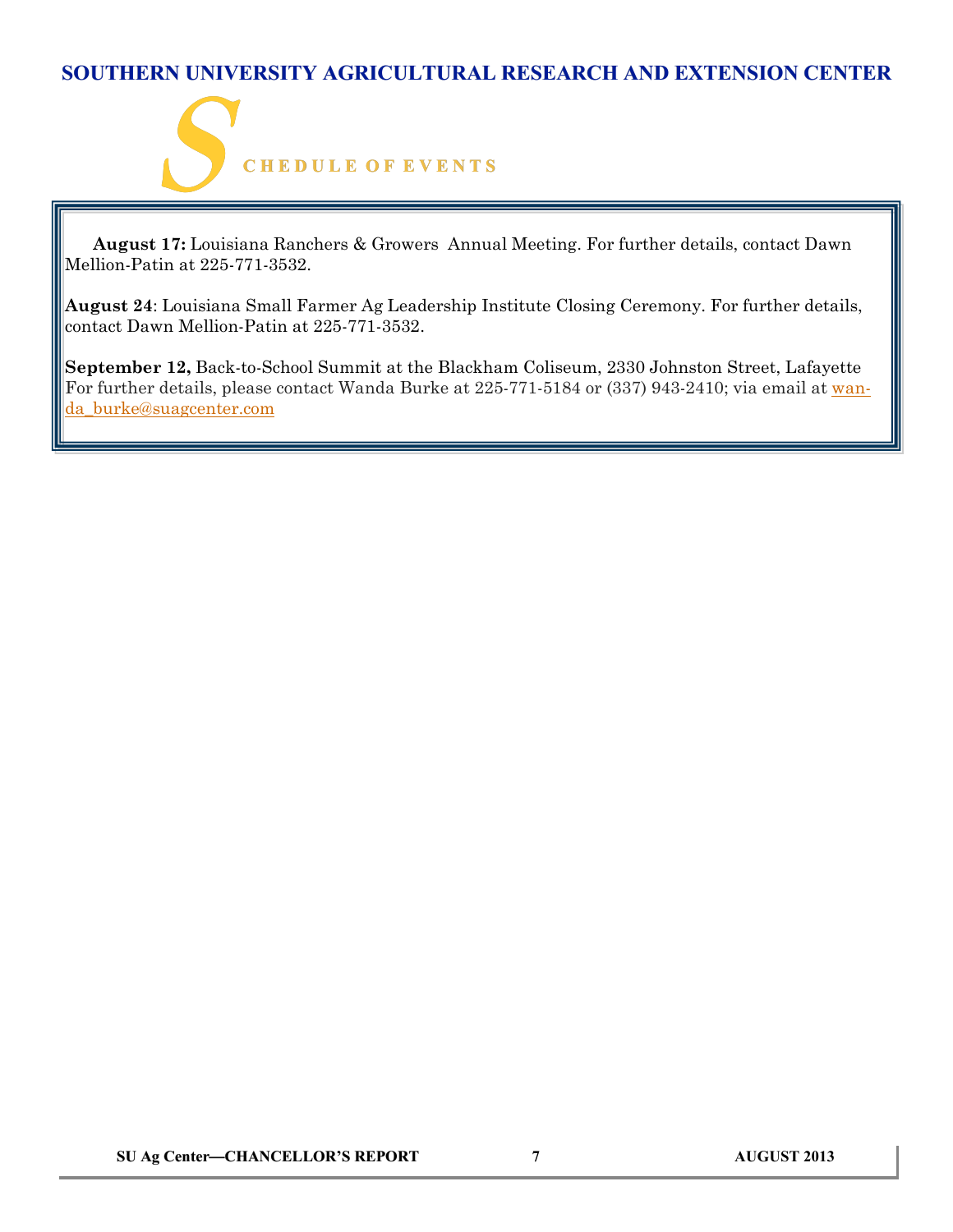## SOUTHERN UNIVERSITY AGRICULTURAL RESEARCH AND EXTENSION CENTER

# SCHEDULE OF EVENTS

**August 17:** Louisiana Ranchers & Growers Annual Meeting. For further details, contact Dawn Mellion-Patin at 225-771-3532.

**August 24**: Louisiana Small Farmer Ag Leadership Institute Closing Ceremony. For further details, contact Dawn Mellion-Patin at 225-771-3532.

**September 12,** Back-to-School Summit at the Blackham Coliseum, 2330 Johnston Street, Lafayette For further details, please contact Wanda Burke at 225-771-5184 or (337) 943-2410; via email at wanda_burke@suagcenter.com